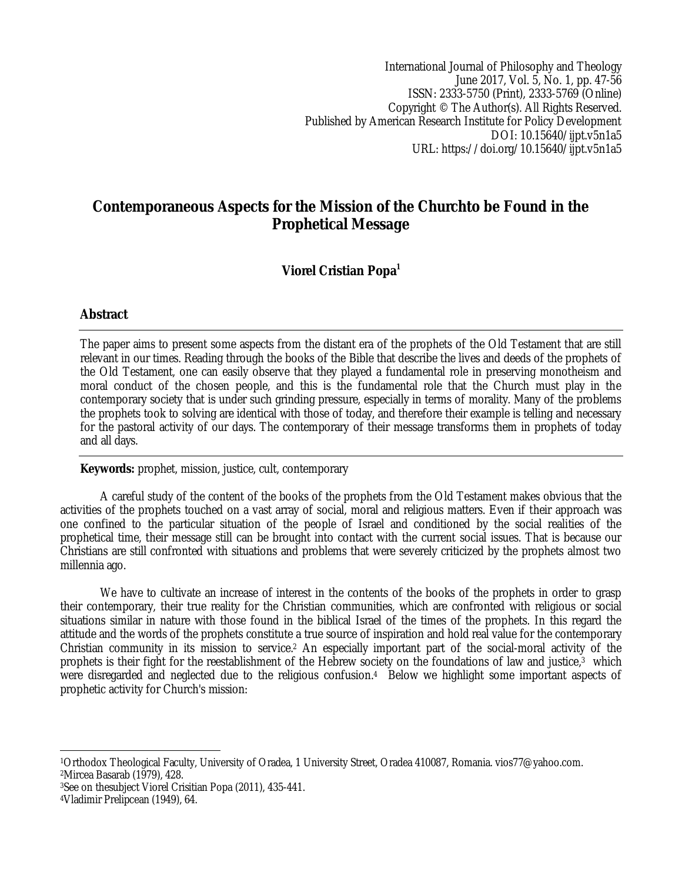International Journal of Philosophy and Theology
June 2017, Vol. 5, No. 1, pp. 47-56
ISSN: 2333-5750 (Print), 2333-5769 (Online)
Copyright © The Author(s). All Rights Reserved.
Published by American Research Institute for Policy Development
DOI: 10.15640/ijpt.v5n1a5
URL: https://doi.org/10.15640/ijpt.v5n1a5

# Contemporaneous Aspects for the Mission of the Churchto be Found in the Prophetical Message

**Viorel Cristian Popa[1]**

## Abstract

The paper aims to present some aspects from the distant era of the prophets of the Old Testament that are still relevant in our times. Reading through the books of the Bible that describe the lives and deeds of the prophets of the Old Testament, one can easily observe that they played a fundamental role in preserving monotheism and moral conduct of the chosen people, and this is the fundamental role that the Church must play in the contemporary society that is under such grinding pressure, especially in terms of morality. Many of the problems the prophets took to solving are identical with those of today, and therefore their example is telling and necessary for the pastoral activity of our days. The contemporary of their message transforms them in prophets of today and all days.

**Keywords:** prophet, mission, justice, cult, contemporary

A careful study of the content of the books of the prophets from the Old Testament makes obvious that the activities of the prophets touched on a vast array of social, moral and religious matters. Even if their approach was one confined to the particular situation of the people of Israel and conditioned by the social realities of the prophetical time, their message still can be brought into contact with the current social issues. That is because our Christians are still confronted with situations and problems that were severely criticized by the prophets almost two millennia ago.

We have to cultivate an increase of interest in the contents of the books of the prophets in order to grasp their contemporary, their true reality for the Christian communities, which are confronted with religious or social situations similar in nature with those found in the biblical Israel of the times of the prophets. In this regard the attitude and the words of the prophets constitute a true source of inspiration and hold real value for the contemporary Christian community in its mission to service.[2] An especially important part of the social-moral activity of the prophets is their fight for the reestablishment of the Hebrew society on the foundations of law and justice,[3] which were disregarded and neglected due to the religious confusion.[4] Below we highlight some important aspects of prophetic activity for Church's mission:

---

[1]Orthodox Theological Faculty, University of Oradea, 1 University Street, Oradea 410087, Romania. vios77@yahoo.com.
[2]Mircea Basarab (1979), 428.
[3]See on thesubject Viorel Crisitian Popa (2011), 435-441.
[4]Vladimir Prelipcean (1949), 64.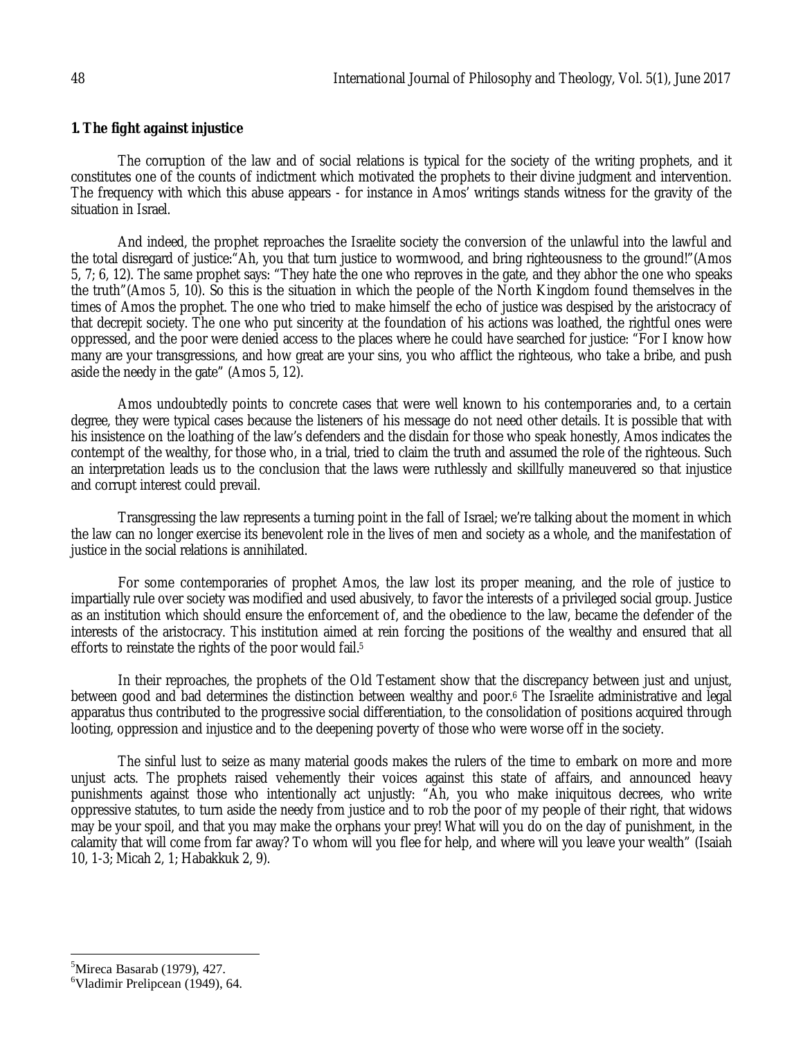## 1. The fight against injustice

The corruption of the law and of social relations is typical for the society of the writing prophets, and it constitutes one of the counts of indictment which motivated the prophets to their divine judgment and intervention. The frequency with which this abuse appears - for instance in Amos' writings stands witness for the gravity of the situation in Israel.

And indeed, the prophet reproaches the Israelite society the conversion of the unlawful into the lawful and the total disregard of justice:"Ah, you that turn justice to wormwood, and bring righteousness to the ground!"(Amos 5, 7; 6, 12). The same prophet says: "They hate the one who reproves in the gate, and they abhor the one who speaks the truth"(Amos 5, 10). So this is the situation in which the people of the North Kingdom found themselves in the times of Amos the prophet. The one who tried to make himself the echo of justice was despised by the aristocracy of that decrepit society. The one who put sincerity at the foundation of his actions was loathed, the rightful ones were oppressed, and the poor were denied access to the places where he could have searched for justice: "For I know how many are your transgressions, and how great are your sins, you who afflict the righteous, who take a bribe, and push aside the needy in the gate" (Amos 5, 12).

Amos undoubtedly points to concrete cases that were well known to his contemporaries and, to a certain degree, they were typical cases because the listeners of his message do not need other details. It is possible that with his insistence on the loathing of the law's defenders and the disdain for those who speak honestly, Amos indicates the contempt of the wealthy, for those who, in a trial, tried to claim the truth and assumed the role of the righteous. Such an interpretation leads us to the conclusion that the laws were ruthlessly and skillfully maneuvered so that injustice and corrupt interest could prevail.

Transgressing the law represents a turning point in the fall of Israel; we're talking about the moment in which the law can no longer exercise its benevolent role in the lives of men and society as a whole, and the manifestation of justice in the social relations is annihilated.

For some contemporaries of prophet Amos, the law lost its proper meaning, and the role of justice to impartially rule over society was modified and used abusively, to favor the interests of a privileged social group. Justice as an institution which should ensure the enforcement of, and the obedience to the law, became the defender of the interests of the aristocracy. This institution aimed at rein forcing the positions of the wealthy and ensured that all efforts to reinstate the rights of the poor would fail.[5]

In their reproaches, the prophets of the Old Testament show that the discrepancy between just and unjust, between good and bad determines the distinction between wealthy and poor.[6] The Israelite administrative and legal apparatus thus contributed to the progressive social differentiation, to the consolidation of positions acquired through looting, oppression and injustice and to the deepening poverty of those who were worse off in the society.

The sinful lust to seize as many material goods makes the rulers of the time to embark on more and more unjust acts. The prophets raised vehemently their voices against this state of affairs, and announced heavy punishments against those who intentionally act unjustly: "Ah, you who make iniquitous decrees, who write oppressive statutes, to turn aside the needy from justice and to rob the poor of my people of their right, that widows may be your spoil, and that you may make the orphans your prey! What will you do on the day of punishment, in the calamity that will come from far away? To whom will you flee for help, and where will you leave your wealth" (Isaiah 10, 1-3; Micah 2, 1; Habakkuk 2, 9).

---

[5] Mireca Basarab (1979), 427.

[6] Vladimir Prelipcean (1949), 64.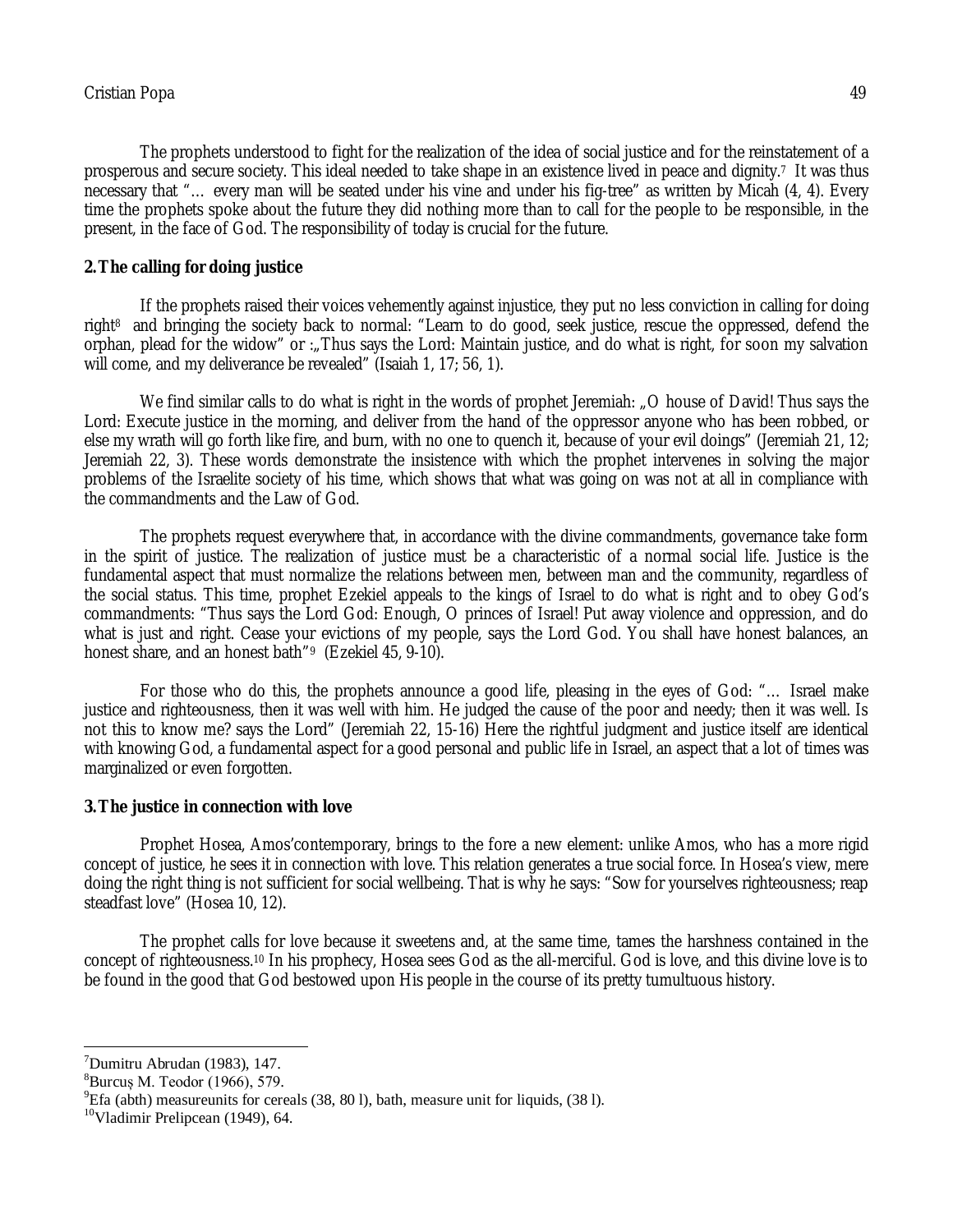The prophets understood to fight for the realization of the idea of social justice and for the reinstatement of a prosperous and secure society. This ideal needed to take shape in an existence lived in peace and dignity.[7] It was thus necessary that "… every man will be seated under his vine and under his fig-tree" as written by Micah (4, 4). Every time the prophets spoke about the future they did nothing more than to call for the people to be responsible, in the present, in the face of God. The responsibility of today is crucial for the future.

## 2.The calling for doing justice

If the prophets raised their voices vehemently against injustice, they put no less conviction in calling for doing right[8] and bringing the society back to normal: "Learn to do good, seek justice, rescue the oppressed, defend the orphan, plead for the widow" or :„Thus says the Lord: Maintain justice, and do what is right, for soon my salvation will come, and my deliverance be revealed" (Isaiah 1, 17; 56, 1).

We find similar calls to do what is right in the words of prophet Jeremiah: „O house of David! Thus says the Lord: Execute justice in the morning, and deliver from the hand of the oppressor anyone who has been robbed, or else my wrath will go forth like fire, and burn, with no one to quench it, because of your evil doings" (Jeremiah 21, 12; Jeremiah 22, 3). These words demonstrate the insistence with which the prophet intervenes in solving the major problems of the Israelite society of his time, which shows that what was going on was not at all in compliance with the commandments and the Law of God.

The prophets request everywhere that, in accordance with the divine commandments, governance take form in the spirit of justice. The realization of justice must be a characteristic of a normal social life. Justice is the fundamental aspect that must normalize the relations between men, between man and the community, regardless of the social status. This time, prophet Ezekiel appeals to the kings of Israel to do what is right and to obey God's commandments: "Thus says the Lord God: Enough, O princes of Israel! Put away violence and oppression, and do what is just and right. Cease your evictions of my people, says the Lord God. You shall have honest balances, an honest share, and an honest bath"[9] (Ezekiel 45, 9-10).

For those who do this, the prophets announce a good life, pleasing in the eyes of God: "… Israel make justice and righteousness, then it was well with him. He judged the cause of the poor and needy; then it was well. Is not this to know me? says the Lord" (Jeremiah 22, 15-16) Here the rightful judgment and justice itself are identical with knowing God, a fundamental aspect for a good personal and public life in Israel, an aspect that a lot of times was marginalized or even forgotten.

## 3.The justice in connection with love

Prophet Hosea, Amos'contemporary, brings to the fore a new element: unlike Amos, who has a more rigid concept of justice, he sees it in connection with love. This relation generates a true social force. In Hosea's view, mere doing the right thing is not sufficient for social wellbeing. That is why he says: "Sow for yourselves righteousness; reap steadfast love" (Hosea 10, 12).

The prophet calls for love because it sweetens and, at the same time, tames the harshness contained in the concept of righteousness.[10] In his prophecy, Hosea sees God as the all-merciful. God is love, and this divine love is to be found in the good that God bestowed upon His people in the course of its pretty tumultuous history.

---

[7] Dumitru Abrudan (1983), 147.

[8] Burcuș M. Teodor (1966), 579.

[9] Efa (abth) measureunits for cereals (38, 80 l), bath, measure unit for liquids, (38 l).

[10] Vladimir Prelipcean (1949), 64.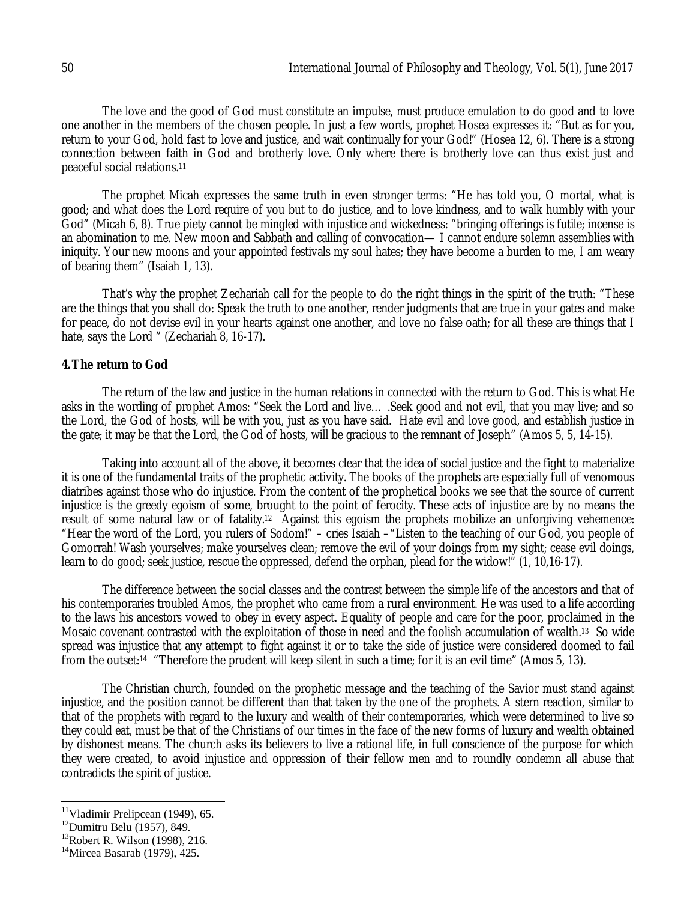The love and the good of God must constitute an impulse, must produce emulation to do good and to love one another in the members of the chosen people. In just a few words, prophet Hosea expresses it: "But as for you, return to your God, hold fast to love and justice, and wait continually for your God!" (Hosea 12, 6). There is a strong connection between faith in God and brotherly love. Only where there is brotherly love can thus exist just and peaceful social relations.[11]

The prophet Micah expresses the same truth in even stronger terms: "He has told you, O mortal, what is good; and what does the Lord require of you but to do justice, and to love kindness, and to walk humbly with your God" (Micah 6, 8). True piety cannot be mingled with injustice and wickedness: "bringing offerings is futile; incense is an abomination to me. New moon and Sabbath and calling of convocation— I cannot endure solemn assemblies with iniquity. Your new moons and your appointed festivals my soul hates; they have become a burden to me, I am weary of bearing them" (Isaiah 1, 13).

That's why the prophet Zechariah call for the people to do the right things in the spirit of the truth: "These are the things that you shall do: Speak the truth to one another, render judgments that are true in your gates and make for peace, do not devise evil in your hearts against one another, and love no false oath; for all these are things that I hate, says the Lord " (Zechariah 8, 16-17).

## 4. The return to God

The return of the law and justice in the human relations in connected with the return to God. This is what He asks in the wording of prophet Amos: "Seek the Lord and live… .Seek good and not evil, that you may live; and so the Lord, the God of hosts, will be with you, just as you have said. Hate evil and love good, and establish justice in the gate; it may be that the Lord, the God of hosts, will be gracious to the remnant of Joseph" (Amos 5, 5, 14-15).

Taking into account all of the above, it becomes clear that the idea of social justice and the fight to materialize it is one of the fundamental traits of the prophetic activity. The books of the prophets are especially full of venomous diatribes against those who do injustice. From the content of the prophetical books we see that the source of current injustice is the greedy egoism of some, brought to the point of ferocity. These acts of injustice are by no means the result of some natural law or of fatality.[12] Against this egoism the prophets mobilize an unforgiving vehemence: "Hear the word of the Lord, you rulers of Sodom!" – cries Isaiah –"Listen to the teaching of our God, you people of Gomorrah! Wash yourselves; make yourselves clean; remove the evil of your doings from my sight; cease evil doings, learn to do good; seek justice, rescue the oppressed, defend the orphan, plead for the widow!" (1, 10,16-17).

The difference between the social classes and the contrast between the simple life of the ancestors and that of his contemporaries troubled Amos, the prophet who came from a rural environment. He was used to a life according to the laws his ancestors vowed to obey in every aspect. Equality of people and care for the poor, proclaimed in the Mosaic covenant contrasted with the exploitation of those in need and the foolish accumulation of wealth.[13] So wide spread was injustice that any attempt to fight against it or to take the side of justice were considered doomed to fail from the outset:[14] "Therefore the prudent will keep silent in such a time; for it is an evil time" (Amos 5, 13).

The Christian church, founded on the prophetic message and the teaching of the Savior must stand against injustice, and the position cannot be different than that taken by the one of the prophets. A stern reaction, similar to that of the prophets with regard to the luxury and wealth of their contemporaries, which were determined to live so they could eat, must be that of the Christians of our times in the face of the new forms of luxury and wealth obtained by dishonest means. The church asks its believers to live a rational life, in full conscience of the purpose for which they were created, to avoid injustice and oppression of their fellow men and to roundly condemn all abuse that contradicts the spirit of justice.

---

[11] Vladimir Prelipcean (1949), 65.

[12] Dumitru Belu (1957), 849.

[13] Robert R. Wilson (1998), 216.

[14] Mircea Basarab (1979), 425.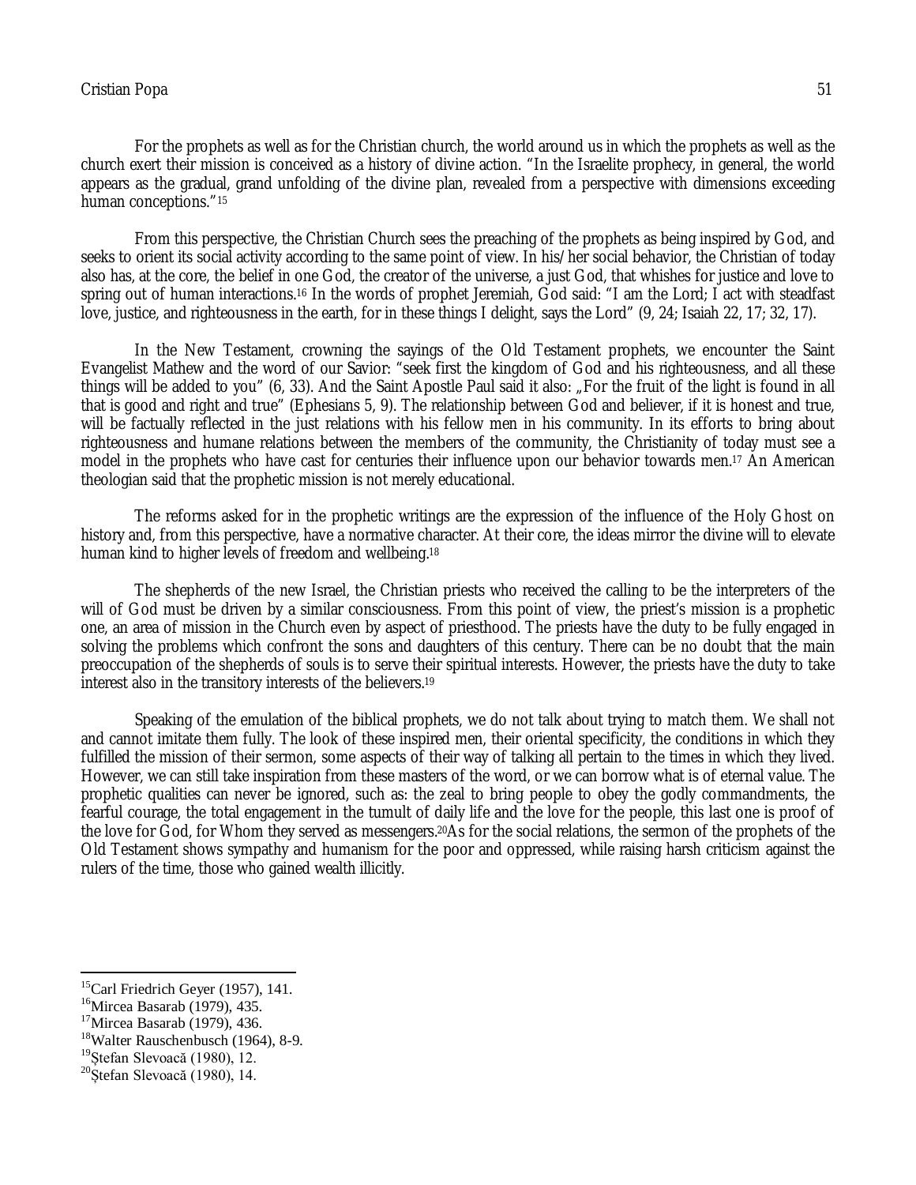For the prophets as well as for the Christian church, the world around us in which the prophets as well as the church exert their mission is conceived as a history of divine action. "In the Israelite prophecy, in general, the world appears as the gradual, grand unfolding of the divine plan, revealed from a perspective with dimensions exceeding human conceptions."[15]

From this perspective, the Christian Church sees the preaching of the prophets as being inspired by God, and seeks to orient its social activity according to the same point of view. In his/her social behavior, the Christian of today also has, at the core, the belief in one God, the creator of the universe, a just God, that whishes for justice and love to spring out of human interactions.[16] In the words of prophet Jeremiah, God said: "I am the Lord; I act with steadfast love, justice, and righteousness in the earth, for in these things I delight, says the Lord" (9, 24; Isaiah 22, 17; 32, 17).

In the New Testament, crowning the sayings of the Old Testament prophets, we encounter the Saint Evangelist Mathew and the word of our Savior: "seek first the kingdom of God and his righteousness, and all these things will be added to you" (6, 33). And the Saint Apostle Paul said it also: „For the fruit of the light is found in all that is good and right and true" (Ephesians 5, 9). The relationship between God and believer, if it is honest and true, will be factually reflected in the just relations with his fellow men in his community. In its efforts to bring about righteousness and humane relations between the members of the community, the Christianity of today must see a model in the prophets who have cast for centuries their influence upon our behavior towards men.[17] An American theologian said that the prophetic mission is not merely educational.

The reforms asked for in the prophetic writings are the expression of the influence of the Holy Ghost on history and, from this perspective, have a normative character. At their core, the ideas mirror the divine will to elevate human kind to higher levels of freedom and wellbeing.[18]

The shepherds of the new Israel, the Christian priests who received the calling to be the interpreters of the will of God must be driven by a similar consciousness. From this point of view, the priest's mission is a prophetic one, an area of mission in the Church even by aspect of priesthood. The priests have the duty to be fully engaged in solving the problems which confront the sons and daughters of this century. There can be no doubt that the main preoccupation of the shepherds of souls is to serve their spiritual interests. However, the priests have the duty to take interest also in the transitory interests of the believers.[19]

Speaking of the emulation of the biblical prophets, we do not talk about trying to match them. We shall not and cannot imitate them fully. The look of these inspired men, their oriental specificity, the conditions in which they fulfilled the mission of their sermon, some aspects of their way of talking all pertain to the times in which they lived. However, we can still take inspiration from these masters of the word, or we can borrow what is of eternal value. The prophetic qualities can never be ignored, such as: the zeal to bring people to obey the godly commandments, the fearful courage, the total engagement in the tumult of daily life and the love for the people, this last one is proof of the love for God, for Whom they served as messengers.[20]As for the social relations, the sermon of the prophets of the Old Testament shows sympathy and humanism for the poor and oppressed, while raising harsh criticism against the rulers of the time, those who gained wealth illicitly.

---

[15]Carl Friedrich Geyer (1957), 141.

[16]Mircea Basarab (1979), 435.

[17]Mircea Basarab (1979), 436.

[18]Walter Rauschenbusch (1964), 8-9.

[19]Ștefan Slevoacă (1980), 12.

[20]Ștefan Slevoacă (1980), 14.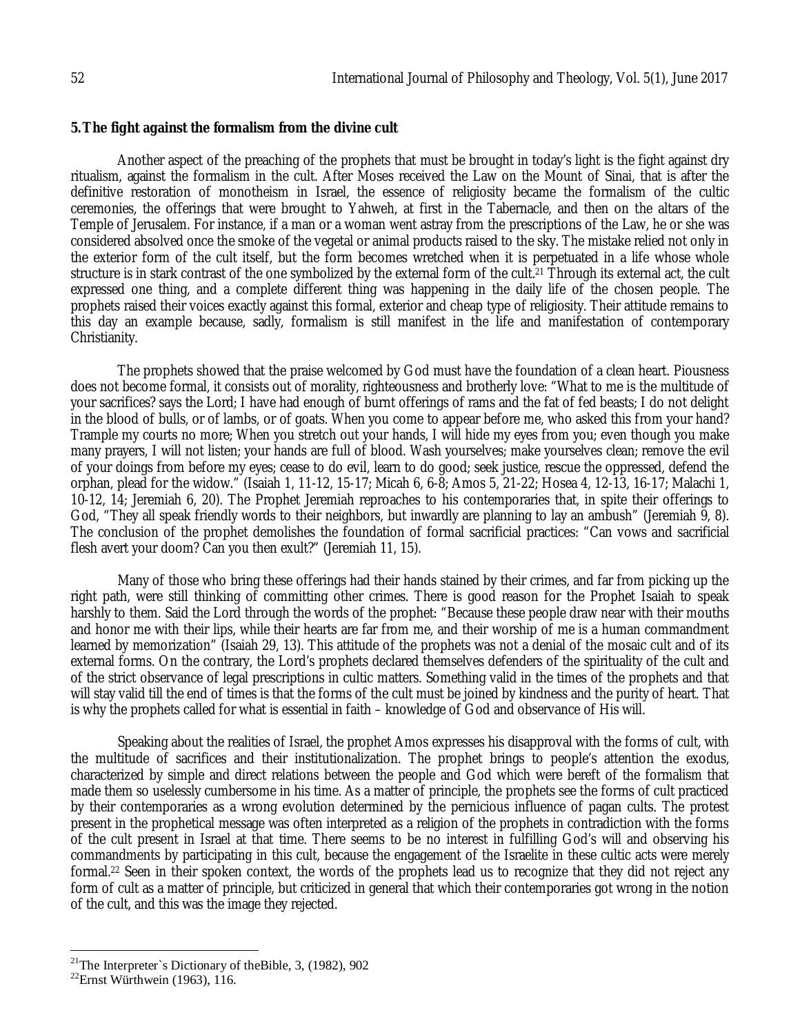## 5. The fight against the formalism from the divine cult

Another aspect of the preaching of the prophets that must be brought in today's light is the fight against dry ritualism, against the formalism in the cult. After Moses received the Law on the Mount of Sinai, that is after the definitive restoration of monotheism in Israel, the essence of religiosity became the formalism of the cultic ceremonies, the offerings that were brought to Yahweh, at first in the Tabernacle, and then on the altars of the Temple of Jerusalem. For instance, if a man or a woman went astray from the prescriptions of the Law, he or she was considered absolved once the smoke of the vegetal or animal products raised to the sky. The mistake relied not only in the exterior form of the cult itself, but the form becomes wretched when it is perpetuated in a life whose whole structure is in stark contrast of the one symbolized by the external form of the cult.[21] Through its external act, the cult expressed one thing, and a complete different thing was happening in the daily life of the chosen people. The prophets raised their voices exactly against this formal, exterior and cheap type of religiosity. Their attitude remains to this day an example because, sadly, formalism is still manifest in the life and manifestation of contemporary Christianity.

The prophets showed that the praise welcomed by God must have the foundation of a clean heart. Piousness does not become formal, it consists out of morality, righteousness and brotherly love: "What to me is the multitude of your sacrifices? says the Lord; I have had enough of burnt offerings of rams and the fat of fed beasts; I do not delight in the blood of bulls, or of lambs, or of goats. When you come to appear before me, who asked this from your hand? Trample my courts no more; When you stretch out your hands, I will hide my eyes from you; even though you make many prayers, I will not listen; your hands are full of blood. Wash yourselves; make yourselves clean; remove the evil of your doings from before my eyes; cease to do evil, learn to do good; seek justice, rescue the oppressed, defend the orphan, plead for the widow." (Isaiah 1, 11-12, 15-17; Micah 6, 6-8; Amos 5, 21-22; Hosea 4, 12-13, 16-17; Malachi 1, 10-12, 14; Jeremiah 6, 20). The Prophet Jeremiah reproaches to his contemporaries that, in spite their offerings to God, "They all speak friendly words to their neighbors, but inwardly are planning to lay an ambush" (Jeremiah 9, 8). The conclusion of the prophet demolishes the foundation of formal sacrificial practices: "Can vows and sacrificial flesh avert your doom? Can you then exult?" (Jeremiah 11, 15).

Many of those who bring these offerings had their hands stained by their crimes, and far from picking up the right path, were still thinking of committing other crimes. There is good reason for the Prophet Isaiah to speak harshly to them. Said the Lord through the words of the prophet: "Because these people draw near with their mouths and honor me with their lips, while their hearts are far from me, and their worship of me is a human commandment learned by memorization" (Isaiah 29, 13). This attitude of the prophets was not a denial of the mosaic cult and of its external forms. On the contrary, the Lord's prophets declared themselves defenders of the spirituality of the cult and of the strict observance of legal prescriptions in cultic matters. Something valid in the times of the prophets and that will stay valid till the end of times is that the forms of the cult must be joined by kindness and the purity of heart. That is why the prophets called for what is essential in faith – knowledge of God and observance of His will.

Speaking about the realities of Israel, the prophet Amos expresses his disapproval with the forms of cult, with the multitude of sacrifices and their institutionalization. The prophet brings to people's attention the exodus, characterized by simple and direct relations between the people and God which were bereft of the formalism that made them so uselessly cumbersome in his time. As a matter of principle, the prophets see the forms of cult practiced by their contemporaries as a wrong evolution determined by the pernicious influence of pagan cults. The protest present in the prophetical message was often interpreted as a religion of the prophets in contradiction with the forms of the cult present in Israel at that time. There seems to be no interest in fulfilling God's will and observing his commandments by participating in this cult, because the engagement of the Israelite in these cultic acts were merely formal.[22] Seen in their spoken context, the words of the prophets lead us to recognize that they did not reject any form of cult as a matter of principle, but criticized in general that which their contemporaries got wrong in the notion of the cult, and this was the image they rejected.

---

[21] The Interpreter`s Dictionary of theBible, 3, (1982), 902

[22] Ernst Würthwein (1963), 116.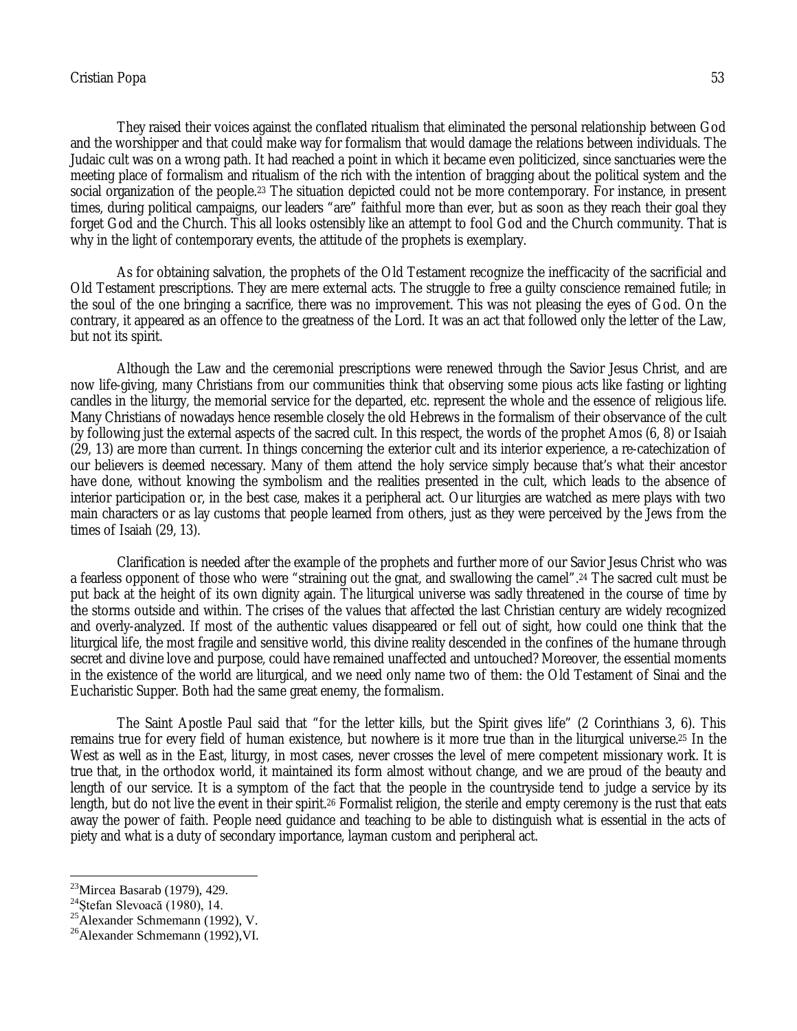They raised their voices against the conflated ritualism that eliminated the personal relationship between God and the worshipper and that could make way for formalism that would damage the relations between individuals. The Judaic cult was on a wrong path. It had reached a point in which it became even politicized, since sanctuaries were the meeting place of formalism and ritualism of the rich with the intention of bragging about the political system and the social organization of the people.[23] The situation depicted could not be more contemporary. For instance, in present times, during political campaigns, our leaders "are" faithful more than ever, but as soon as they reach their goal they forget God and the Church. This all looks ostensibly like an attempt to fool God and the Church community. That is why in the light of contemporary events, the attitude of the prophets is exemplary.

As for obtaining salvation, the prophets of the Old Testament recognize the inefficacity of the sacrificial and Old Testament prescriptions. They are mere external acts. The struggle to free a guilty conscience remained futile; in the soul of the one bringing a sacrifice, there was no improvement. This was not pleasing the eyes of God. On the contrary, it appeared as an offence to the greatness of the Lord. It was an act that followed only the letter of the Law, but not its spirit.

Although the Law and the ceremonial prescriptions were renewed through the Savior Jesus Christ, and are now life-giving, many Christians from our communities think that observing some pious acts like fasting or lighting candles in the liturgy, the memorial service for the departed, etc. represent the whole and the essence of religious life. Many Christians of nowadays hence resemble closely the old Hebrews in the formalism of their observance of the cult by following just the external aspects of the sacred cult. In this respect, the words of the prophet Amos (6, 8) or Isaiah (29, 13) are more than current. In things concerning the exterior cult and its interior experience, a re-catechization of our believers is deemed necessary. Many of them attend the holy service simply because that's what their ancestor have done, without knowing the symbolism and the realities presented in the cult, which leads to the absence of interior participation or, in the best case, makes it a peripheral act. Our liturgies are watched as mere plays with two main characters or as lay customs that people learned from others, just as they were perceived by the Jews from the times of Isaiah (29, 13).

Clarification is needed after the example of the prophets and further more of our Savior Jesus Christ who was a fearless opponent of those who were "straining out the gnat, and swallowing the camel".[24] The sacred cult must be put back at the height of its own dignity again. The liturgical universe was sadly threatened in the course of time by the storms outside and within. The crises of the values that affected the last Christian century are widely recognized and overly-analyzed. If most of the authentic values disappeared or fell out of sight, how could one think that the liturgical life, the most fragile and sensitive world, this divine reality descended in the confines of the humane through secret and divine love and purpose, could have remained unaffected and untouched? Moreover, the essential moments in the existence of the world are liturgical, and we need only name two of them: the Old Testament of Sinai and the Eucharistic Supper. Both had the same great enemy, the formalism.

The Saint Apostle Paul said that "for the letter kills, but the Spirit gives life" (2 Corinthians 3, 6). This remains true for every field of human existence, but nowhere is it more true than in the liturgical universe.[25] In the West as well as in the East, liturgy, in most cases, never crosses the level of mere competent missionary work. It is true that, in the orthodox world, it maintained its form almost without change, and we are proud of the beauty and length of our service. It is a symptom of the fact that the people in the countryside tend to judge a service by its length, but do not live the event in their spirit.[26] Formalist religion, the sterile and empty ceremony is the rust that eats away the power of faith. People need guidance and teaching to be able to distinguish what is essential in the acts of piety and what is a duty of secondary importance, layman custom and peripheral act.

---

[23] Mircea Basarab (1979), 429.

[24] Ștefan Slevoacă (1980), 14.

[25] Alexander Schmemann (1992), V.

[26] Alexander Schmemann (1992),VI.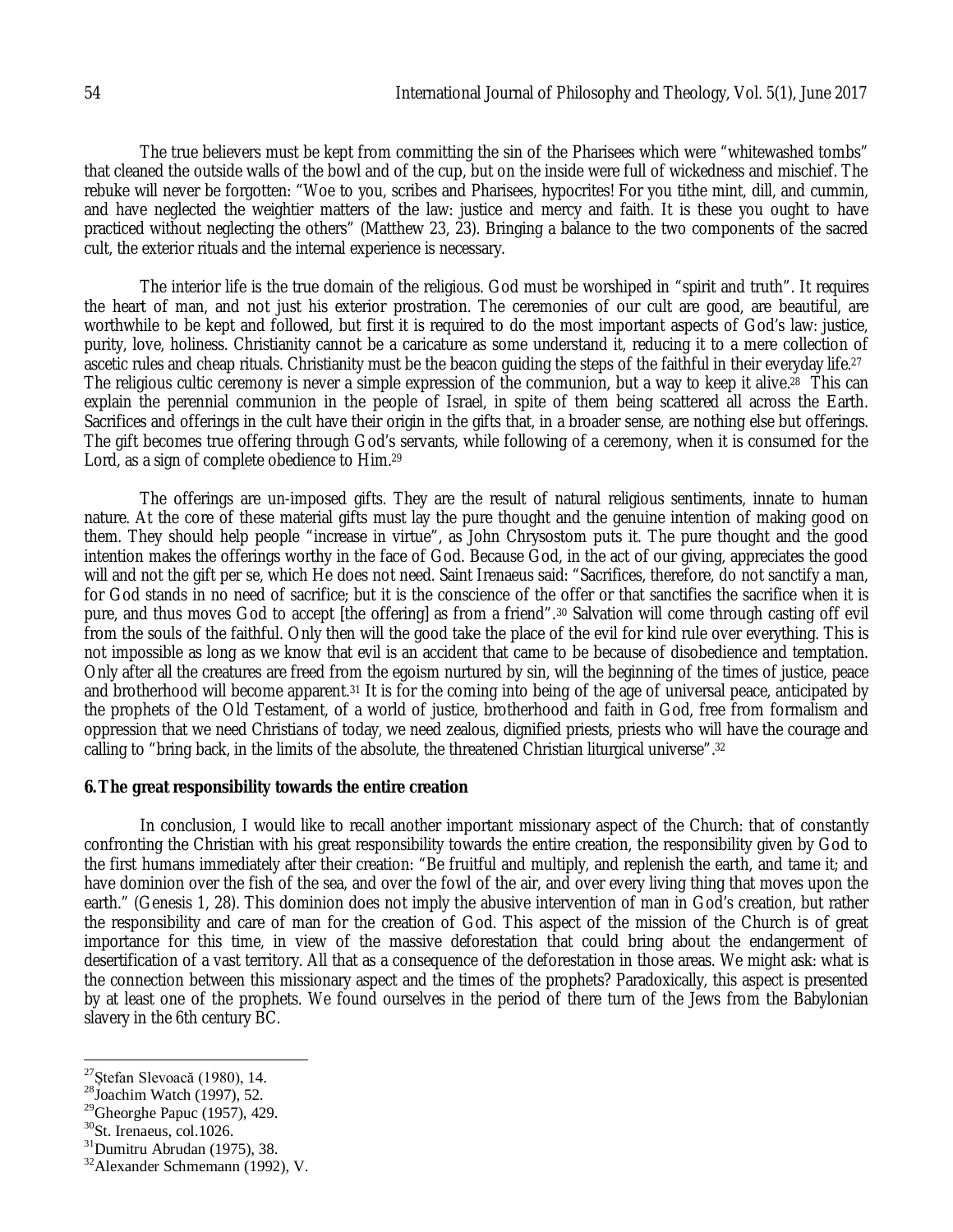The true believers must be kept from committing the sin of the Pharisees which were “whitewashed tombs” that cleaned the outside walls of the bowl and of the cup, but on the inside were full of wickedness and mischief. The rebuke will never be forgotten: “Woe to you, scribes and Pharisees, hypocrites! For you tithe the mint, dill, and cummin, and have neglected the weightier matters of the law: justice and mercy and faith. It is these you ought to have practiced without neglecting the others” (Matthew 23, 23). Bringing a balance to the two components of the sacred cult, the exterior rituals and the internal experience is necessary.

The interior life is the true domain of the religious. God must be worshiped in “spirit and truth”. It requires the heart of man, and not just his exterior prostration. The ceremonies of our cult are good, are beautiful, are worthwhile to be kept and followed, but first it is required to do the most important aspects of God’s law: justice, purity, love, holiness. Christianity cannot be a caricature as some understand it, reducing it to a mere collection of ascetic rules and cheap rituals. Christianity must be the beacon guiding the steps of the faithful in their everyday life.[27] The religious cultic ceremony is never a simple expression of the communion, but a way to keep it alive.[28] This can explain the perennial communion in the people of Israel, in spite of them being scattered all across the Earth. Sacrifices and offerings in the cult have their origin in the gifts that, in a broader sense, are nothing else but offerings. The gift becomes true offering through God’s servants, while following of a ceremony, when it is consumed for the Lord, as a sign of complete obedience to Him.[29]

The offerings are un-imposed gifts. They are the result of natural religious sentiments, innate to human nature. At the core of these material gifts must lay the pure thought and the genuine intention of making good on them. They should help people “increase in virtue”, as John Chrysostom puts it. The pure thought and the good intention makes the offerings worthy in the face of God. Because God, in the act of our giving, appreciates the good will and not the gift per se, which He does not need. Saint Irenaeus said: “Sacrifices, therefore, do not sanctify a man, for God stands in no need of sacrifice; but it is the conscience of the offer or that sanctifies the sacrifice when it is pure, and thus moves God to accept [the offering] as from a friend”.[30] Salvation will come through casting off evil from the souls of the faithful. Only then will the good take the place of the evil for kind rule over everything. This is not impossible as long as we know that evil is an accident that came to be because of disobedience and temptation. Only after all the creatures are freed from the egoism nurtured by sin, will the beginning of the times of justice, peace and brotherhood will become apparent.[31] It is for the coming into being of the age of universal peace, anticipated by the prophets of the Old Testament, of a world of justice, brotherhood and faith in God, free from formalism and oppression that we need Christians of today, we need zealous, dignified priests, priests who will have the courage and calling to “bring back, in the limits of the absolute, the threatened Christian liturgical universe”.[32]

## 6. The great responsibility towards the entire creation

In conclusion, I would like to recall another important missionary aspect of the Church: that of constantly confronting the Christian with his great responsibility towards the entire creation, the responsibility given by God to the first humans immediately after their creation: “Be fruitful and multiply, and replenish the earth, and tame it; and have dominion over the fish of the sea, and over the fowl of the air, and over every living thing that moves upon the earth.” (Genesis 1, 28). This dominion does not imply the abusive intervention of man in God’s creation, but rather the responsibility and care of man for the creation of God. This aspect of the mission of the Church is of great importance for this time, in view of the massive deforestation that could bring about the endangerment of desertification of a vast territory. All that as a consequence of the deforestation in those areas. We might ask: what is the connection between this missionary aspect and the times of the prophets? Paradoxically, this aspect is presented by at least one of the prophets. We found ourselves in the period of there turn of the Jews from the Babylonian slavery in the 6th century BC.

---

[27] Ștefan Slevoacă (1980), 14.
[28] Joachim Watch (1997), 52.
[29] Gheorghe Papuc (1957), 429.
[30] St. Irenaeus, col.1026.
[31] Dumitru Abrudan (1975), 38.
[32] Alexander Schmemann (1992), V.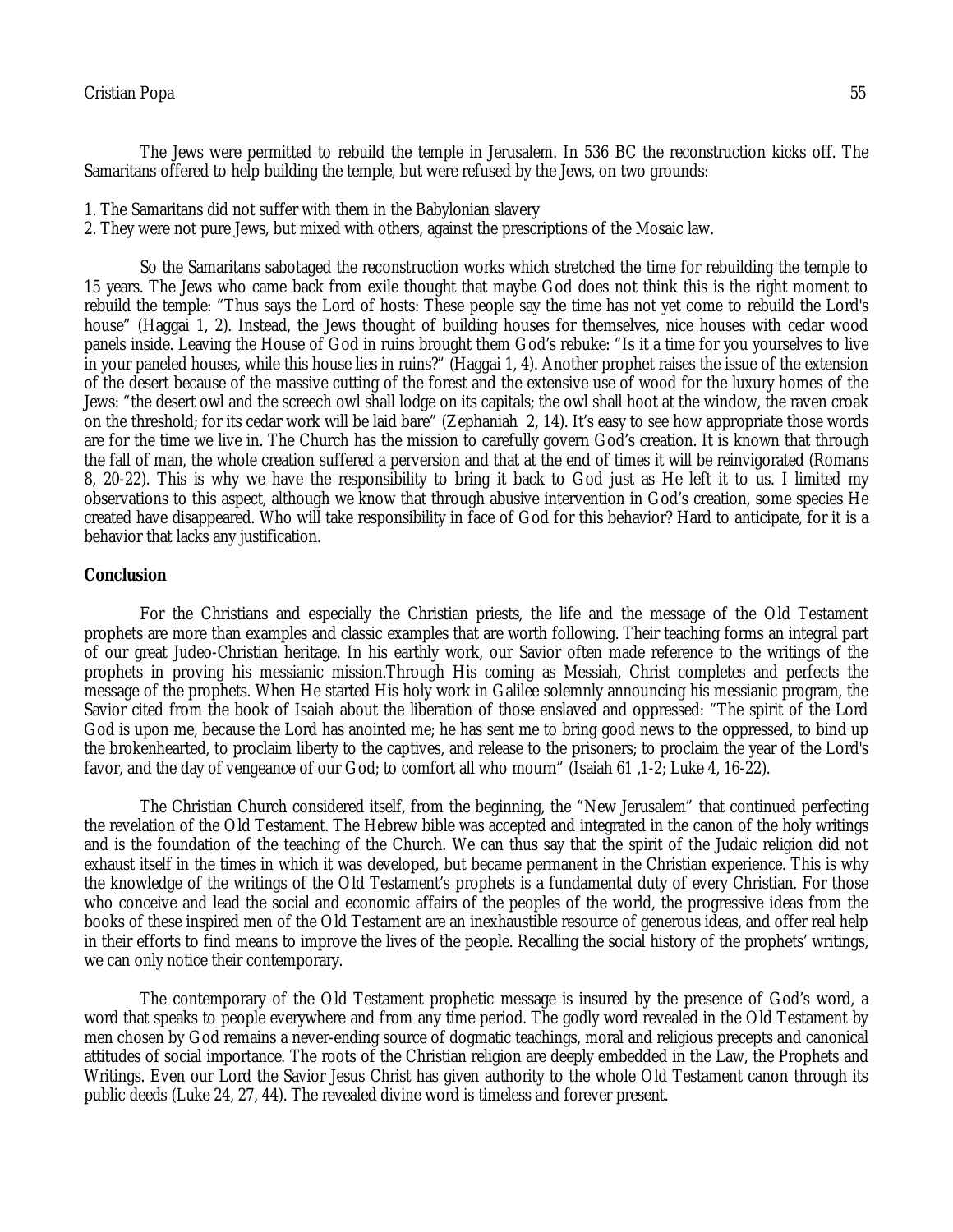The Jews were permitted to rebuild the temple in Jerusalem. In 536 BC the reconstruction kicks off. The Samaritans offered to help building the temple, but were refused by the Jews, on two grounds:

1. The Samaritans did not suffer with them in the Babylonian slavery
2. They were not pure Jews, but mixed with others, against the prescriptions of the Mosaic law.

So the Samaritans sabotaged the reconstruction works which stretched the time for rebuilding the temple to 15 years. The Jews who came back from exile thought that maybe God does not think this is the right moment to rebuild the temple: "Thus says the Lord of hosts: These people say the time has not yet come to rebuild the Lord's house" (Haggai 1, 2). Instead, the Jews thought of building houses for themselves, nice houses with cedar wood panels inside. Leaving the House of God in ruins brought them God's rebuke: "Is it a time for you yourselves to live in your paneled houses, while this house lies in ruins?" (Haggai 1, 4). Another prophet raises the issue of the extension of the desert because of the massive cutting of the forest and the extensive use of wood for the luxury homes of the Jews: "the desert owl and the screech owl shall lodge on its capitals; the owl shall hoot at the window, the raven croak on the threshold; for its cedar work will be laid bare" (Zephaniah 2, 14). It's easy to see how appropriate those words are for the time we live in. The Church has the mission to carefully govern God's creation. It is known that through the fall of man, the whole creation suffered a perversion and that at the end of times it will be reinvigorated (Romans 8, 20-22). This is why we have the responsibility to bring it back to God just as He left it to us. I limited my observations to this aspect, although we know that through abusive intervention in God's creation, some species He created have disappeared. Who will take responsibility in face of God for this behavior? Hard to anticipate, for it is a behavior that lacks any justification.

## Conclusion

For the Christians and especially the Christian priests, the life and the message of the Old Testament prophets are more than examples and classic examples that are worth following. Their teaching forms an integral part of our great Judeo-Christian heritage. In his earthly work, our Savior often made reference to the writings of the prophets in proving his messianic mission.Through His coming as Messiah, Christ completes and perfects the message of the prophets. When He started His holy work in Galilee solemnly announcing his messianic program, the Savior cited from the book of Isaiah about the liberation of those enslaved and oppressed: "The spirit of the Lord God is upon me, because the Lord has anointed me; he has sent me to bring good news to the oppressed, to bind up the brokenhearted, to proclaim liberty to the captives, and release to the prisoners; to proclaim the year of the Lord's favor, and the day of vengeance of our God; to comfort all who mourn" (Isaiah 61 ,1-2; Luke 4, 16-22).

The Christian Church considered itself, from the beginning, the "New Jerusalem" that continued perfecting the revelation of the Old Testament. The Hebrew bible was accepted and integrated in the canon of the holy writings and is the foundation of the teaching of the Church. We can thus say that the spirit of the Judaic religion did not exhaust itself in the times in which it was developed, but became permanent in the Christian experience. This is why the knowledge of the writings of the Old Testament's prophets is a fundamental duty of every Christian. For those who conceive and lead the social and economic affairs of the peoples of the world, the progressive ideas from the books of these inspired men of the Old Testament are an inexhaustible resource of generous ideas, and offer real help in their efforts to find means to improve the lives of the people. Recalling the social history of the prophets' writings, we can only notice their contemporary.

The contemporary of the Old Testament prophetic message is insured by the presence of God's word, a word that speaks to people everywhere and from any time period. The godly word revealed in the Old Testament by men chosen by God remains a never-ending source of dogmatic teachings, moral and religious precepts and canonical attitudes of social importance. The roots of the Christian religion are deeply embedded in the Law, the Prophets and Writings. Even our Lord the Savior Jesus Christ has given authority to the whole Old Testament canon through its public deeds (Luke 24, 27, 44). The revealed divine word is timeless and forever present.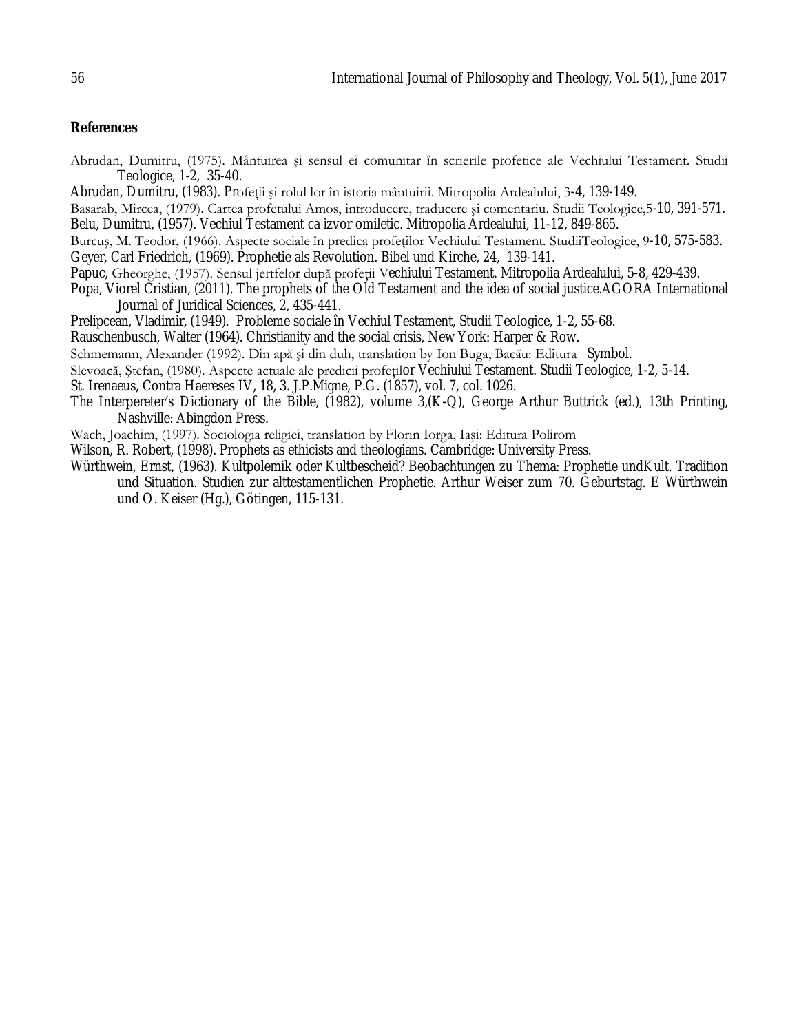**References**

Abrudan, Dumitru, (1975). Mântuirea şi sensul ei comunitar în scrierile profetice ale Vechiului Testament. Studii Teologice, 1-2, 35-40.

Abrudan, Dumitru, (1983). Profeţii şi rolul lor în istoria mântuirii. Mitropolia Ardealului, 3-4, 139-149.

Basarab, Mircea, (1979). Cartea profetului Amos, introducere, traducere și comentariu. Studii Teologice,5-10, 391-571.

Belu, Dumitru, (1957). Vechiul Testament ca izvor omiletic. Mitropolia Ardealului, 11-12, 849-865.

Burcuş, M. Teodor, (1966). Aspecte sociale în predica profeţilor Vechiului Testament. StudiiTeologice, 9-10, 575-583.

Geyer, Carl Friedrich, (1969). Prophetie als Revolution. Bibel und Kirche, 24, 139-141.

Papuc, Gheorghe, (1957). Sensul jertfelor după profeţii Vechiului Testament. Mitropolia Ardealului, 5-8, 429-439.

Popa, Viorel Cristian, (2011). The prophets of the Old Testament and the idea of social justice.AGORA International Journal of Juridical Sciences, 2, 435-441.

Prelipcean, Vladimir, (1949). Probleme sociale în Vechiul Testament, Studii Teologice, 1-2, 55-68.

Rauschenbusch, Walter (1964). Christianity and the social crisis, New York: Harper & Row.

Schmemann, Alexander (1992). Din apă şi din duh, translation by Ion Buga, Bacău: Editura Symbol.

Slevoacă, Ștefan, (1980). Aspecte actuale ale predicii profeţilor Vechiului Testament. Studii Teologice, 1-2, 5-14.

St. Irenaeus, Contra Haereses IV, 18, 3. J.P.Migne, P.G. (1857), vol. 7, col. 1026.

The Interpereter's Dictionary of the Bible, (1982), volume 3,(K-Q), George Arthur Buttrick (ed.), 13th Printing, Nashville: Abingdon Press.

Wach, Joachim, (1997). Sociologia religiei, translation by Florin Iorga, Iași: Editura Polirom

Wilson, R. Robert, (1998). Prophets as ethicists and theologians. Cambridge: University Press.

Würthwein, Ernst, (1963). Kultpolemik oder Kultbescheid? Beobachtungen zu Thema: Prophetie undKult. Tradition und Situation. Studien zur alttestamentlichen Prophetie. Arthur Weiser zum 70. Geburtstag. E Würthwein und O. Keiser (Hg.), Götingen, 115-131.